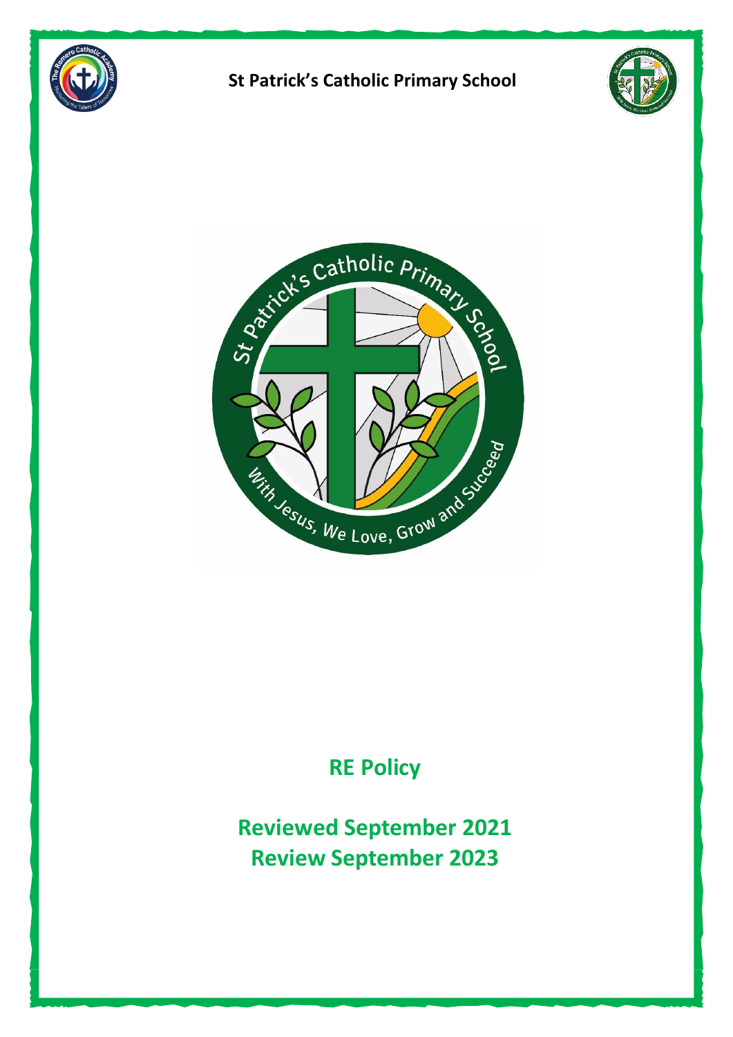# St Patrick's Catholic Primary School

## RE Policy

**Reviewed September 2021**
**Review September 2023**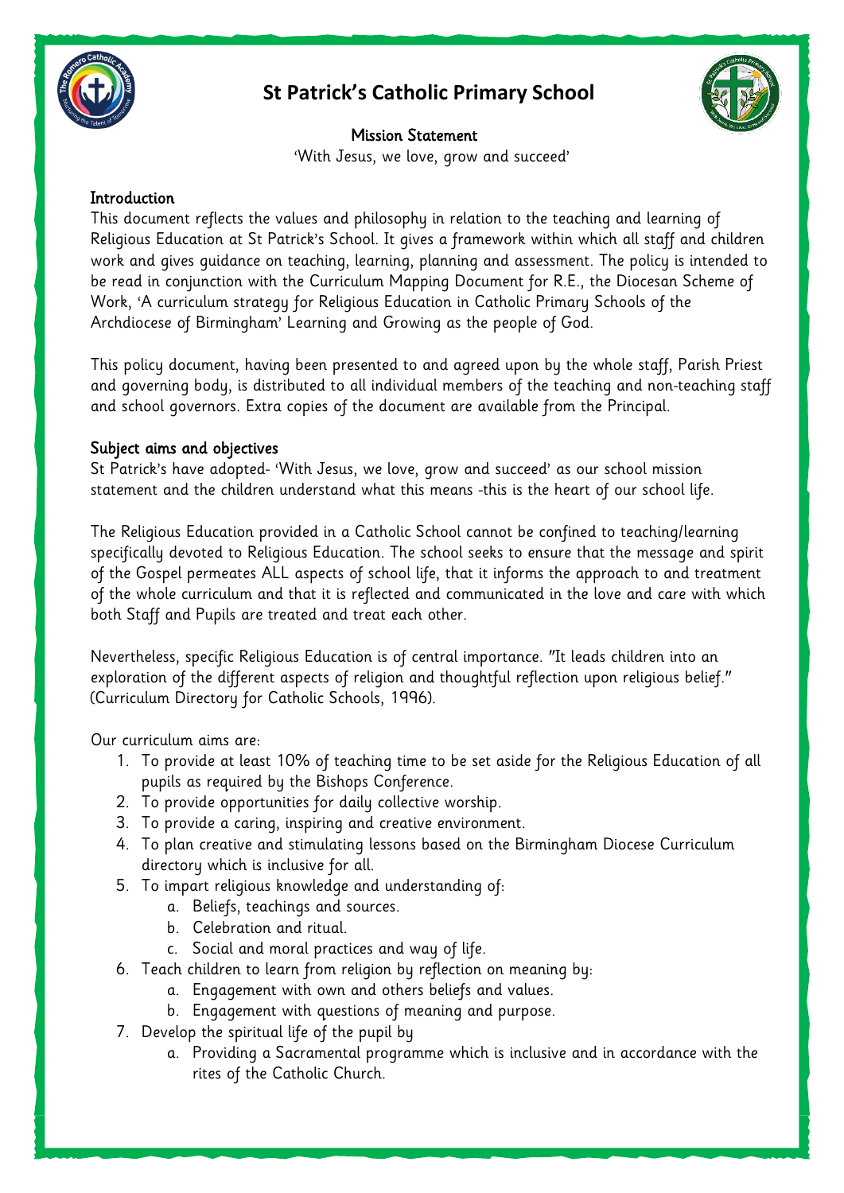# St Patrick's Catholic Primary School

Mission Statement

'With Jesus, we love, grow and succeed'

## Introduction

This document reflects the values and philosophy in relation to the teaching and learning of Religious Education at St Patrick's School. It gives a framework within which all staff and children work and gives guidance on teaching, learning, planning and assessment. The policy is intended to be read in conjunction with the Curriculum Mapping Document for R.E., the Diocesan Scheme of Work, 'A curriculum strategy for Religious Education in Catholic Primary Schools of the Archdiocese of Birmingham' Learning and Growing as the people of God.

This policy document, having been presented to and agreed upon by the whole staff, Parish Priest and governing body, is distributed to all individual members of the teaching and non-teaching staff and school governors. Extra copies of the document are available from the Principal.

## Subject aims and objectives

St Patrick's have adopted- 'With Jesus, we love, grow and succeed' as our school mission statement and the children understand what this means -this is the heart of our school life.

The Religious Education provided in a Catholic School cannot be confined to teaching/learning specifically devoted to Religious Education. The school seeks to ensure that the message and spirit of the Gospel permeates ALL aspects of school life, that it informs the approach to and treatment of the whole curriculum and that it is reflected and communicated in the love and care with which both Staff and Pupils are treated and treat each other.

Nevertheless, specific Religious Education is of central importance. "It leads children into an exploration of the different aspects of religion and thoughtful reflection upon religious belief." (Curriculum Directory for Catholic Schools, 1996).

Our curriculum aims are:

1. To provide at least 10% of teaching time to be set aside for the Religious Education of all pupils as required by the Bishops Conference.
2. To provide opportunities for daily collective worship.
3. To provide a caring, inspiring and creative environment.
4. To plan creative and stimulating lessons based on the Birmingham Diocese Curriculum directory which is inclusive for all.
5. To impart religious knowledge and understanding of:
   a. Beliefs, teachings and sources.
   b. Celebration and ritual.
   c. Social and moral practices and way of life.
6. Teach children to learn from religion by reflection on meaning by:
   a. Engagement with own and others beliefs and values.
   b. Engagement with questions of meaning and purpose.
7. Develop the spiritual life of the pupil by
   a. Providing a Sacramental programme which is inclusive and in accordance with the rites of the Catholic Church.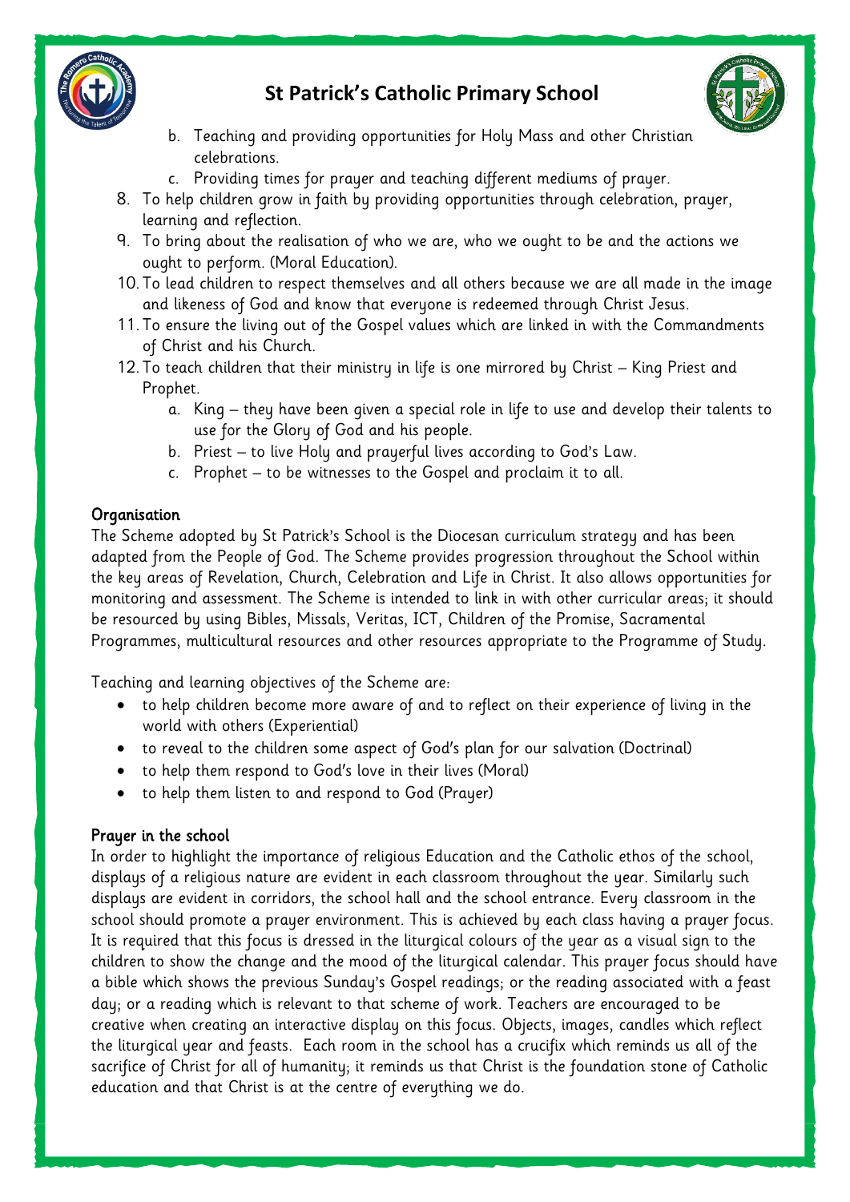b. Teaching and providing opportunities for Holy Mass and other Christian celebrations.
c. Providing times for prayer and teaching different mediums of prayer.

8. To help children grow in faith by providing opportunities through celebration, prayer, learning and reflection.
9. To bring about the realisation of who we are, who we ought to be and the actions we ought to perform. (Moral Education).
10. To lead children to respect themselves and all others because we are all made in the image and likeness of God and know that everyone is redeemed through Christ Jesus.
11. To ensure the living out of the Gospel values which are linked in with the Commandments of Christ and his Church.
12. To teach children that their ministry in life is one mirrored by Christ – King Priest and Prophet.
    a. King – they have been given a special role in life to use and develop their talents to use for the Glory of God and his people.
    b. Priest – to live Holy and prayerful lives according to God's Law.
    c. Prophet – to be witnesses to the Gospel and proclaim it to all.

## Organisation

The Scheme adopted by St Patrick's School is the Diocesan curriculum strategy and has been adapted from the People of God. The Scheme provides progression throughout the School within the key areas of Revelation, Church, Celebration and Life in Christ. It also allows opportunities for monitoring and assessment. The Scheme is intended to link in with other curricular areas; it should be resourced by using Bibles, Missals, Veritas, ICT, Children of the Promise, Sacramental Programmes, multicultural resources and other resources appropriate to the Programme of Study.

Teaching and learning objectives of the Scheme are:

- to help children become more aware of and to reflect on their experience of living in the world with others (Experiential)
- to reveal to the children some aspect of God's plan for our salvation (Doctrinal)
- to help them respond to God's love in their lives (Moral)
- to help them listen to and respond to God (Prayer)

## Prayer in the school

In order to highlight the importance of religious Education and the Catholic ethos of the school, displays of a religious nature are evident in each classroom throughout the year. Similarly such displays are evident in corridors, the school hall and the school entrance. Every classroom in the school should promote a prayer environment. This is achieved by each class having a prayer focus. It is required that this focus is dressed in the liturgical colours of the year as a visual sign to the children to show the change and the mood of the liturgical calendar. This prayer focus should have a bible which shows the previous Sunday's Gospel readings; or the reading associated with a feast day; or a reading which is relevant to that scheme of work. Teachers are encouraged to be creative when creating an interactive display on this focus. Objects, images, candles which reflect the liturgical year and feasts. Each room in the school has a crucifix which reminds us all of the sacrifice of Christ for all of humanity; it reminds us that Christ is the foundation stone of Catholic education and that Christ is at the centre of everything we do.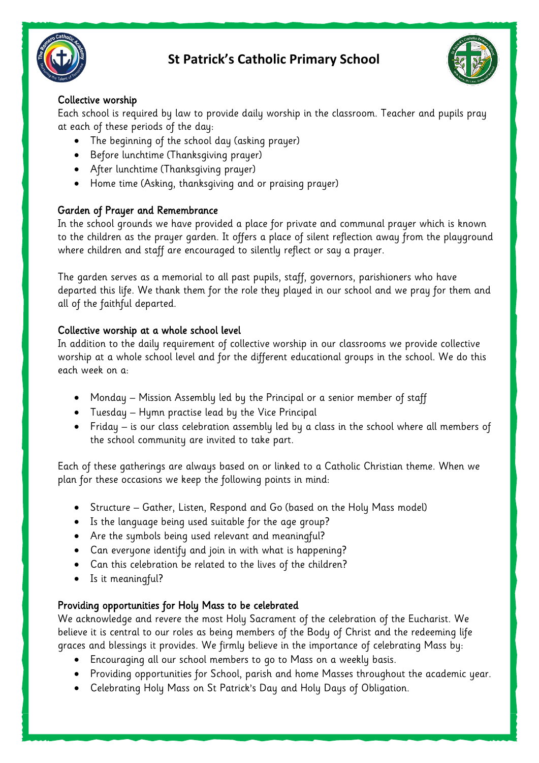# St Patrick's Catholic Primary School

## Collective worship

Each school is required by law to provide daily worship in the classroom. Teacher and pupils pray at each of these periods of the day:

- The beginning of the school day (asking prayer)
- Before lunchtime (Thanksgiving prayer)
- After lunchtime (Thanksgiving prayer)
- Home time (Asking, thanksgiving and or praising prayer)

## Garden of Prayer and Remembrance

In the school grounds we have provided a place for private and communal prayer which is known to the children as the prayer garden. It offers a place of silent reflection away from the playground where children and staff are encouraged to silently reflect or say a prayer.

The garden serves as a memorial to all past pupils, staff, governors, parishioners who have departed this life. We thank them for the role they played in our school and we pray for them and all of the faithful departed.

## Collective worship at a whole school level

In addition to the daily requirement of collective worship in our classrooms we provide collective worship at a whole school level and for the different educational groups in the school. We do this each week on a:

- Monday – Mission Assembly led by the Principal or a senior member of staff
- Tuesday – Hymn practise lead by the Vice Principal
- Friday – is our class celebration assembly led by a class in the school where all members of the school community are invited to take part.

Each of these gatherings are always based on or linked to a Catholic Christian theme. When we plan for these occasions we keep the following points in mind:

- Structure – Gather, Listen, Respond and Go (based on the Holy Mass model)
- Is the language being used suitable for the age group?
- Are the symbols being used relevant and meaningful?
- Can everyone identify and join in with what is happening?
- Can this celebration be related to the lives of the children?
- Is it meaningful?

## Providing opportunities for Holy Mass to be celebrated

We acknowledge and revere the most Holy Sacrament of the celebration of the Eucharist. We believe it is central to our roles as being members of the Body of Christ and the redeeming life graces and blessings it provides. We firmly believe in the importance of celebrating Mass by:

- Encouraging all our school members to go to Mass on a weekly basis.
- Providing opportunities for School, parish and home Masses throughout the academic year.
- Celebrating Holy Mass on St Patrick's Day and Holy Days of Obligation.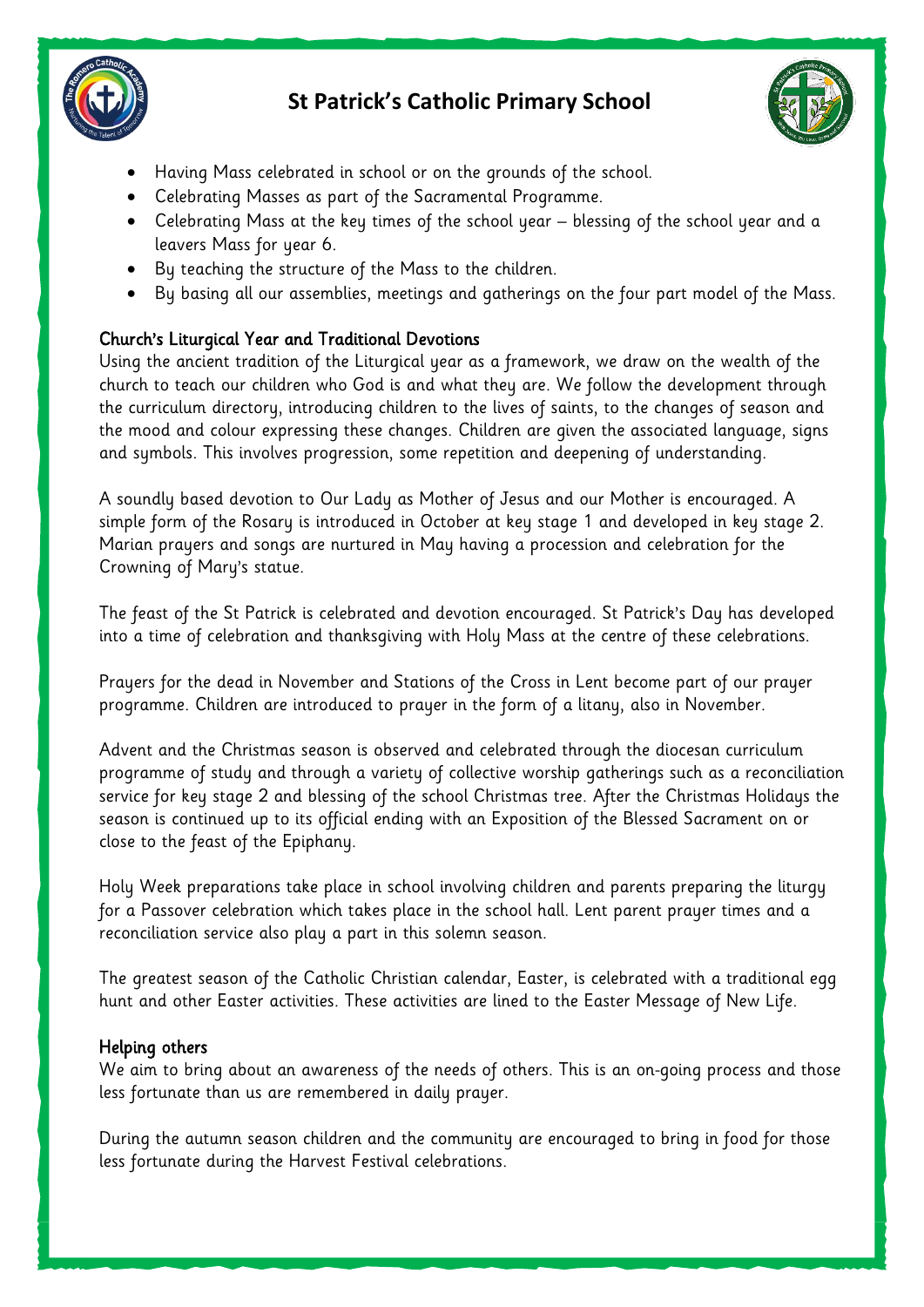- Having Mass celebrated in school or on the grounds of the school.
- Celebrating Masses as part of the Sacramental Programme.
- Celebrating Mass at the key times of the school year – blessing of the school year and a leavers Mass for year 6.
- By teaching the structure of the Mass to the children.
- By basing all our assemblies, meetings and gatherings on the four part model of the Mass.

### Church's Liturgical Year and Traditional Devotions

Using the ancient tradition of the Liturgical year as a framework, we draw on the wealth of the church to teach our children who God is and what they are. We follow the development through the curriculum directory, introducing children to the lives of saints, to the changes of season and the mood and colour expressing these changes. Children are given the associated language, signs and symbols. This involves progression, some repetition and deepening of understanding.

A soundly based devotion to Our Lady as Mother of Jesus and our Mother is encouraged. A simple form of the Rosary is introduced in October at key stage 1 and developed in key stage 2. Marian prayers and songs are nurtured in May having a procession and celebration for the Crowning of Mary's statue.

The feast of the St Patrick is celebrated and devotion encouraged. St Patrick's Day has developed into a time of celebration and thanksgiving with Holy Mass at the centre of these celebrations.

Prayers for the dead in November and Stations of the Cross in Lent become part of our prayer programme. Children are introduced to prayer in the form of a litany, also in November.

Advent and the Christmas season is observed and celebrated through the diocesan curriculum programme of study and through a variety of collective worship gatherings such as a reconciliation service for key stage 2 and blessing of the school Christmas tree. After the Christmas Holidays the season is continued up to its official ending with an Exposition of the Blessed Sacrament on or close to the feast of the Epiphany.

Holy Week preparations take place in school involving children and parents preparing the liturgy for a Passover celebration which takes place in the school hall. Lent parent prayer times and a reconciliation service also play a part in this solemn season.

The greatest season of the Catholic Christian calendar, Easter, is celebrated with a traditional egg hunt and other Easter activities. These activities are lined to the Easter Message of New Life.

### Helping others

We aim to bring about an awareness of the needs of others. This is an on-going process and those less fortunate than us are remembered in daily prayer.

During the autumn season children and the community are encouraged to bring in food for those less fortunate during the Harvest Festival celebrations.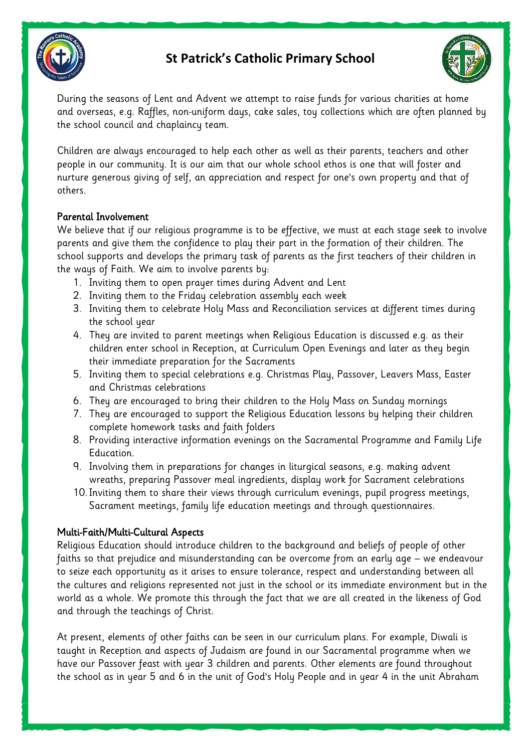During the seasons of Lent and Advent we attempt to raise funds for various charities at home and overseas, e.g. Raffles, non-uniform days, cake sales, toy collections which are often planned by the school council and chaplaincy team.

Children are always encouraged to help each other as well as their parents, teachers and other people in our community. It is our aim that our whole school ethos is one that will foster and nurture generous giving of self, an appreciation and respect for one's own property and that of others.

## Parental Involvement

We believe that if our religious programme is to be effective, we must at each stage seek to involve parents and give them the confidence to play their part in the formation of their children. The school supports and develops the primary task of parents as the first teachers of their children in the ways of Faith. We aim to involve parents by:

1. Inviting them to open prayer times during Advent and Lent
2. Inviting them to the Friday celebration assembly each week
3. Inviting them to celebrate Holy Mass and Reconciliation services at different times during the school year
4. They are invited to parent meetings when Religious Education is discussed e.g. as their children enter school in Reception, at Curriculum Open Evenings and later as they begin their immediate preparation for the Sacraments
5. Inviting them to special celebrations e.g. Christmas Play, Passover, Leavers Mass, Easter and Christmas celebrations
6. They are encouraged to bring their children to the Holy Mass on Sunday mornings
7. They are encouraged to support the Religious Education lessons by helping their children complete homework tasks and faith folders
8. Providing interactive information evenings on the Sacramental Programme and Family Life Education.
9. Involving them in preparations for changes in liturgical seasons, e.g. making advent wreaths, preparing Passover meal ingredients, display work for Sacrament celebrations
10. Inviting them to share their views through curriculum evenings, pupil progress meetings, Sacrament meetings, family life education meetings and through questionnaires.

## Multi-Faith/Multi-Cultural Aspects

Religious Education should introduce children to the background and beliefs of people of other faiths so that prejudice and misunderstanding can be overcome from an early age – we endeavour to seize each opportunity as it arises to ensure tolerance, respect and understanding between all the cultures and religions represented not just in the school or its immediate environment but in the world as a whole. We promote this through the fact that we are all created in the likeness of God and through the teachings of Christ.

At present, elements of other faiths can be seen in our curriculum plans. For example, Diwali is taught in Reception and aspects of Judaism are found in our Sacramental programme when we have our Passover feast with year 3 children and parents. Other elements are found throughout the school as in year 5 and 6 in the unit of God's Holy People and in year 4 in the unit Abraham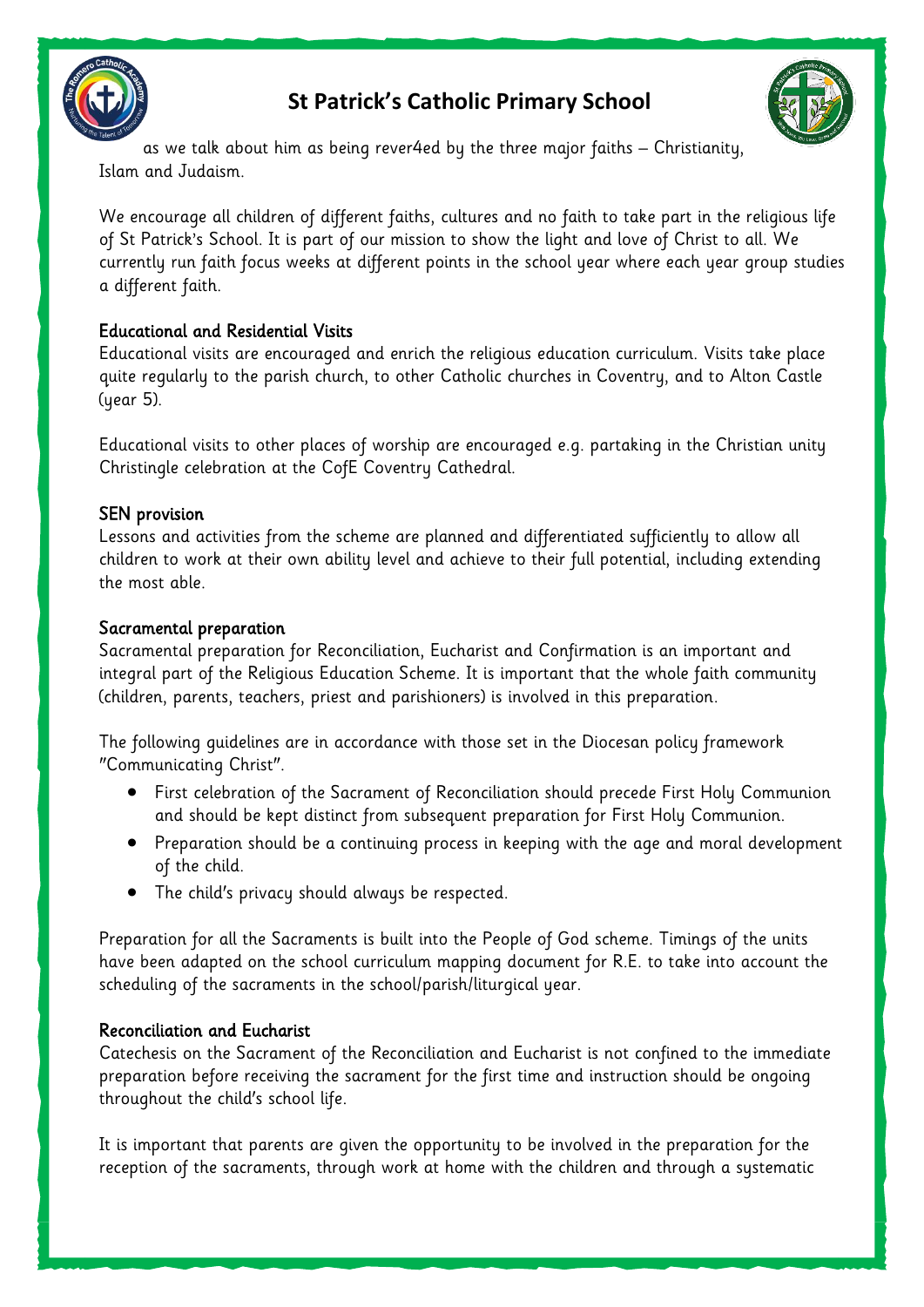as we talk about him as being rever4ed by the three major faiths – Christianity, Islam and Judaism.

We encourage all children of different faiths, cultures and no faith to take part in the religious life of St Patrick's School. It is part of our mission to show the light and love of Christ to all. We currently run faith focus weeks at different points in the school year where each year group studies a different faith.

### Educational and Residential Visits

Educational visits are encouraged and enrich the religious education curriculum. Visits take place quite regularly to the parish church, to other Catholic churches in Coventry, and to Alton Castle (year 5).

Educational visits to other places of worship are encouraged e.g. partaking in the Christian unity Christingle celebration at the CofE Coventry Cathedral.

### SEN provision

Lessons and activities from the scheme are planned and differentiated sufficiently to allow all children to work at their own ability level and achieve to their full potential, including extending the most able.

### Sacramental preparation

Sacramental preparation for Reconciliation, Eucharist and Confirmation is an important and integral part of the Religious Education Scheme. It is important that the whole faith community (children, parents, teachers, priest and parishioners) is involved in this preparation.

The following guidelines are in accordance with those set in the Diocesan policy framework "Communicating Christ".

- First celebration of the Sacrament of Reconciliation should precede First Holy Communion and should be kept distinct from subsequent preparation for First Holy Communion.
- Preparation should be a continuing process in keeping with the age and moral development of the child.
- The child's privacy should always be respected.

Preparation for all the Sacraments is built into the People of God scheme. Timings of the units have been adapted on the school curriculum mapping document for R.E. to take into account the scheduling of the sacraments in the school/parish/liturgical year.

### Reconciliation and Eucharist

Catechesis on the Sacrament of the Reconciliation and Eucharist is not confined to the immediate preparation before receiving the sacrament for the first time and instruction should be ongoing throughout the child's school life.

It is important that parents are given the opportunity to be involved in the preparation for the reception of the sacraments, through work at home with the children and through a systematic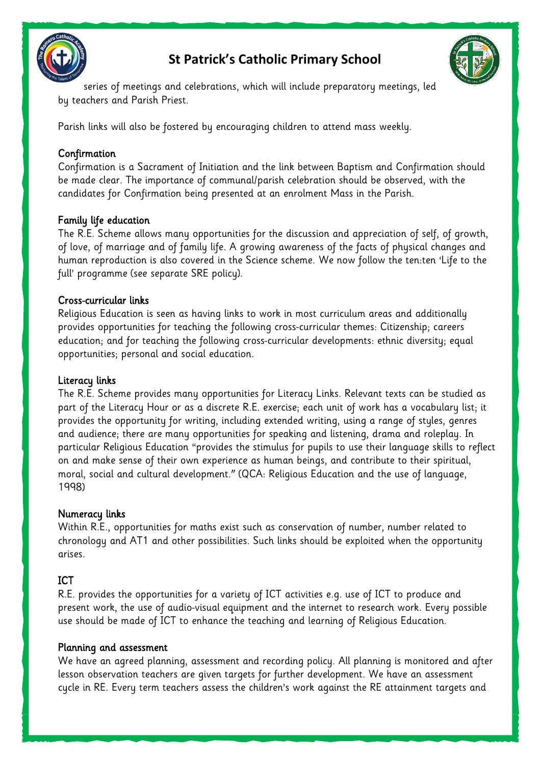series of meetings and celebrations, which will include preparatory meetings, led by teachers and Parish Priest.

Parish links will also be fostered by encouraging children to attend mass weekly.

## Confirmation

Confirmation is a Sacrament of Initiation and the link between Baptism and Confirmation should be made clear. The importance of communal/parish celebration should be observed, with the candidates for Confirmation being presented at an enrolment Mass in the Parish.

## Family life education

The R.E. Scheme allows many opportunities for the discussion and appreciation of self, of growth, of love, of marriage and of family life. A growing awareness of the facts of physical changes and human reproduction is also covered in the Science scheme. We now follow the ten:ten 'Life to the full' programme (see separate SRE policy).

## Cross-curricular links

Religious Education is seen as having links to work in most curriculum areas and additionally provides opportunities for teaching the following cross-curricular themes: Citizenship; careers education; and for teaching the following cross-curricular developments: ethnic diversity; equal opportunities; personal and social education.

## Literacy links

The R.E. Scheme provides many opportunities for Literacy Links. Relevant texts can be studied as part of the Literacy Hour or as a discrete R.E. exercise; each unit of work has a vocabulary list; it provides the opportunity for writing, including extended writing, using a range of styles, genres and audience; there are many opportunities for speaking and listening, drama and roleplay. In particular Religious Education "provides the stimulus for pupils to use their language skills to reflect on and make sense of their own experience as human beings, and contribute to their spiritual, moral, social and cultural development." (QCA: Religious Education and the use of language, 1998)

## Numeracy links

Within R.E., opportunities for maths exist such as conservation of number, number related to chronology and AT1 and other possibilities. Such links should be exploited when the opportunity arises.

## ICT

R.E. provides the opportunities for a variety of ICT activities e.g. use of ICT to produce and present work, the use of audio-visual equipment and the internet to research work. Every possible use should be made of ICT to enhance the teaching and learning of Religious Education.

## Planning and assessment

We have an agreed planning, assessment and recording policy. All planning is monitored and after lesson observation teachers are given targets for further development. We have an assessment cycle in RE. Every term teachers assess the children's work against the RE attainment targets and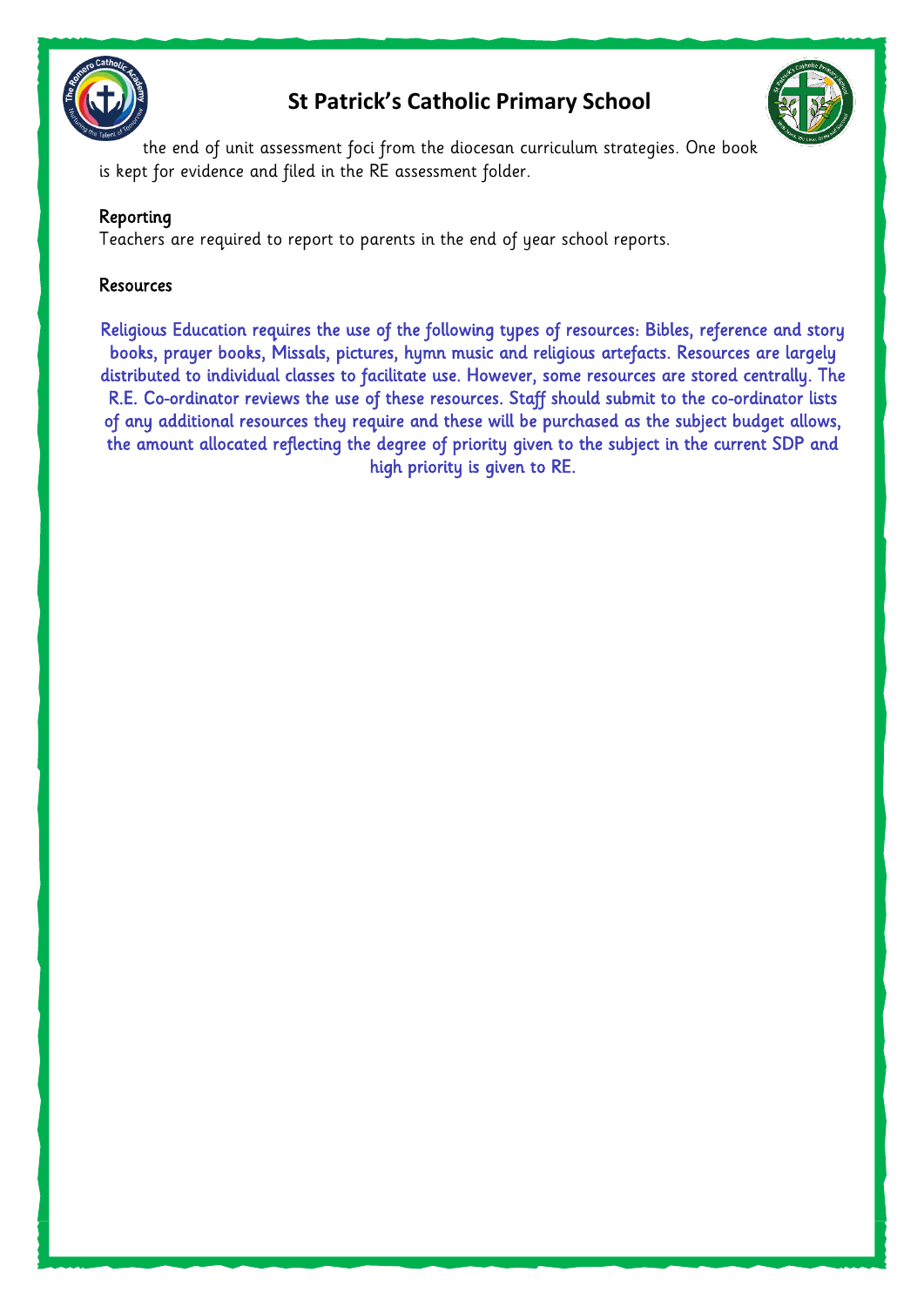the end of unit assessment foci from the diocesan curriculum strategies. One book is kept for evidence and filed in the RE assessment folder.

## Reporting

Teachers are required to report to parents in the end of year school reports.

## Resources

Religious Education requires the use of the following types of resources: Bibles, reference and story books, prayer books, Missals, pictures, hymn music and religious artefacts. Resources are largely distributed to individual classes to facilitate use. However, some resources are stored centrally. The R.E. Co-ordinator reviews the use of these resources. Staff should submit to the co-ordinator lists of any additional resources they require and these will be purchased as the subject budget allows, the amount allocated reflecting the degree of priority given to the subject in the current SDP and high priority is given to RE.